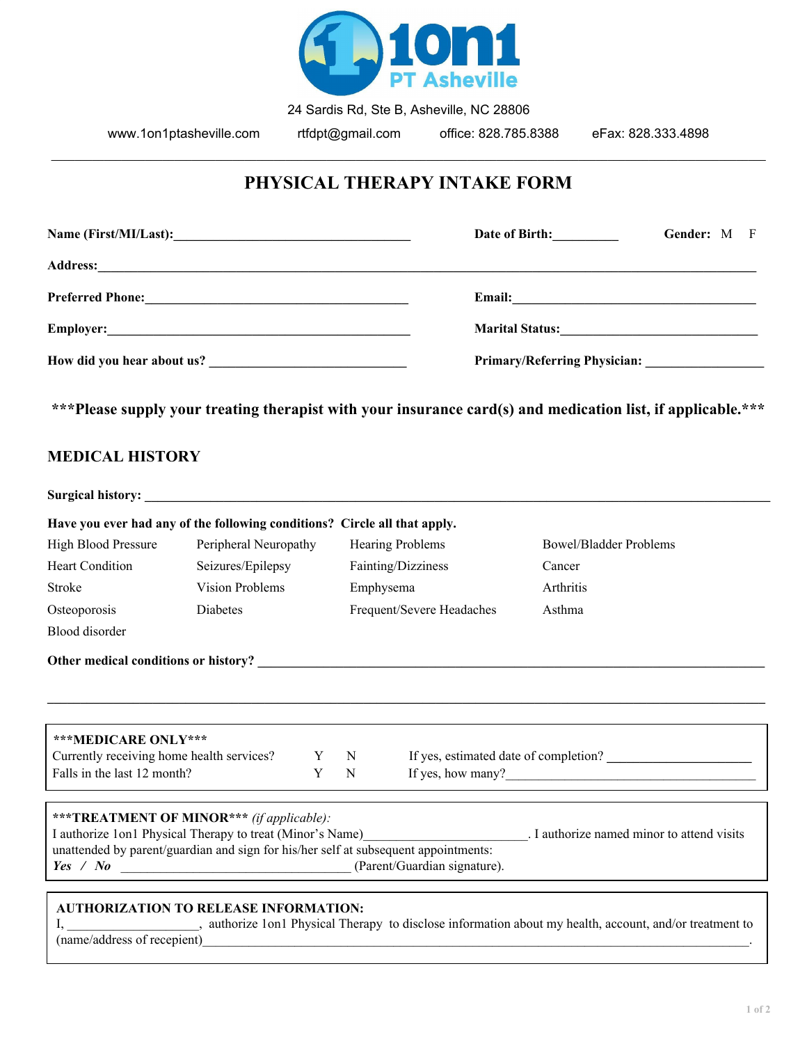1on1 PT Asheville

24 Sardis Rd, Ste B, Asheville, NC 28806

www.1on1ptasheville.com    rtfdpt@gmail.com    office: 828.785.8388    eFax: 828.333.4898

---

# PHYSICAL THERAPY INTAKE FORM

**Name (First/MI/Last):**____________________________________ **Date of Birth:**__________ **Gender:** M F

**Address:**______________________________________________________________________________________

**Preferred Phone:**________________________________________ **Email:**________________________________________

**Employer:**______________________________________________ **Marital Status:**_______________________________

**How did you hear about us?** ______________________________ **Primary/Referring Physician:** __________________

**\*\*\*Please supply your treating therapist with your insurance card(s) and medication list, if applicable.\*\*\***

## MEDICAL HISTORY

**Surgical history:** __________________________________________________________________________________

**Have you ever had any of the following conditions? Circle all that apply.**

| | | | |
|---|---|---|---|
| High Blood Pressure | Peripheral Neuropathy | Hearing Problems | Bowel/Bladder Problems |
| Heart Condition | Seizures/Epilepsy | Fainting/Dizziness | Cancer |
| Stroke | Vision Problems | Emphysema | Arthritis |
| Osteoporosis | Diabetes | Frequent/Severe Headaches | Asthma |
| Blood disorder | | | |

**Other medical conditions or history?** ______________________________________________________________

______________________________________________________________________________________________

**\*\*\*MEDICARE ONLY\*\*\***

| | | | |
|---|---|---|---|
| Currently receiving home health services? | Y | N | If yes, estimated date of completion? ______________________ |
| Falls in the last 12 month? | Y | N | If yes, how many?______________________________________ |

**\*\*\*TREATMENT OF MINOR\*\*\*** *(if applicable):*
I authorize 1on1 Physical Therapy to treat (Minor's Name)________________________. I authorize named minor to attend visits unattended by parent/guardian and sign for his/her self at subsequent appointments:
***Yes / No*** __________________________________ (Parent/Guardian signature).

**AUTHORIZATION TO RELEASE INFORMATION:**
I, ____________________, authorize 1on1 Physical Therapy to disclose information about my health, account, and/or treatment to (name/address of recepient)______________________________________________________________________.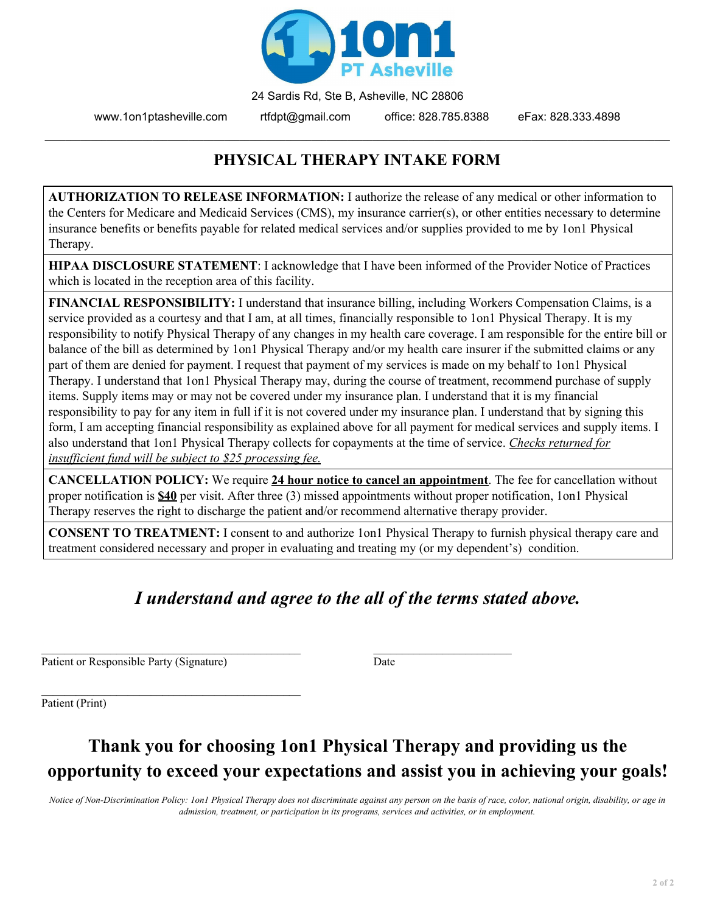1on1 PT Asheville

24 Sardis Rd, Ste B, Asheville, NC 28806

www.1on1ptasheville.com rtfdpt@gmail.com office: 828.785.8388 eFax: 828.333.4898

# PHYSICAL THERAPY INTAKE FORM

**AUTHORIZATION TO RELEASE INFORMATION:** I authorize the release of any medical or other information to the Centers for Medicare and Medicaid Services (CMS), my insurance carrier(s), or other entities necessary to determine insurance benefits or benefits payable for related medical services and/or supplies provided to me by 1on1 Physical Therapy.

**HIPAA DISCLOSURE STATEMENT**: I acknowledge that I have been informed of the Provider Notice of Practices which is located in the reception area of this facility.

**FINANCIAL RESPONSIBILITY:** I understand that insurance billing, including Workers Compensation Claims, is a service provided as a courtesy and that I am, at all times, financially responsible to 1on1 Physical Therapy. It is my responsibility to notify Physical Therapy of any changes in my health care coverage. I am responsible for the entire bill or balance of the bill as determined by 1on1 Physical Therapy and/or my health care insurer if the submitted claims or any part of them are denied for payment. I request that payment of my services is made on my behalf to 1on1 Physical Therapy. I understand that 1on1 Physical Therapy may, during the course of treatment, recommend purchase of supply items. Supply items may or may not be covered under my insurance plan. I understand that it is my financial responsibility to pay for any item in full if it is not covered under my insurance plan. I understand that by signing this form, I am accepting financial responsibility as explained above for all payment for medical services and supply items. I also understand that 1on1 Physical Therapy collects for copayments at the time of service. *Checks returned for insufficient fund will be subject to $25 processing fee.*

**CANCELLATION POLICY:** We require **24 hour notice to cancel an appointment**. The fee for cancellation without proper notification is **$40** per visit. After three (3) missed appointments without proper notification, 1on1 Physical Therapy reserves the right to discharge the patient and/or recommend alternative therapy provider.

**CONSENT TO TREATMENT:** I consent to and authorize 1on1 Physical Therapy to furnish physical therapy care and treatment considered necessary and proper in evaluating and treating my (or my dependent's) condition.

***I understand and agree to the all of the terms stated above.***

______________________________________ ______________________

Patient or Responsible Party (Signature) Date

______________________________________

Patient (Print)

## Thank you for choosing 1on1 Physical Therapy and providing us the opportunity to exceed your expectations and assist you in achieving your goals!

*Notice of Non-Discrimination Policy: 1on1 Physical Therapy does not discriminate against any person on the basis of race, color, national origin, disability, or age in admission, treatment, or participation in its programs, services and activities, or in employment.*